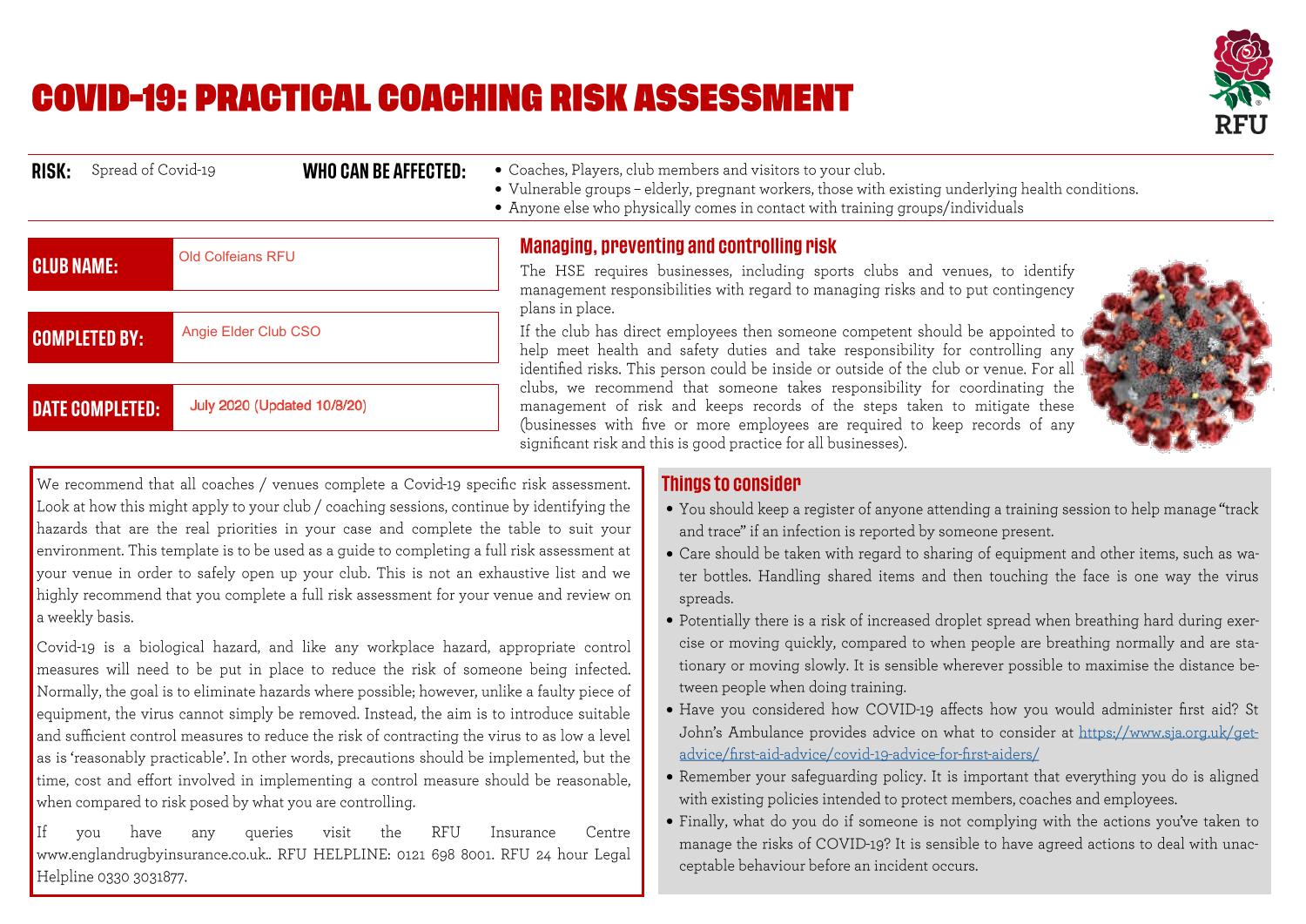# COVID-19: PRACTICAL COACHING RISK ASSESSMENT

**RISK:** Spread of Covid-19

**WHO CAN BE AFFECTED:**

- Coaches, Players, club members and visitors to your club.
- Vulnerable groups – elderly, pregnant workers, those with existing underlying health conditions.
- Anyone else who physically comes in contact with training groups/individuals

| | |
|---|---|
| **CLUB NAME:** | Old Colfeians RFU |
| **COMPLETED BY:** | Angie Elder Club CSO |
| **DATE COMPLETED:** | July 2020 (Updated 10/8/20) |

## Managing, preventing and controlling risk

The HSE requires businesses, including sports clubs and venues, to identify management responsibilities with regard to managing risks and to put contingency plans in place.

If the club has direct employees then someone competent should be appointed to help meet health and safety duties and take responsibility for controlling any identified risks. This person could be inside or outside of the club or venue. For all clubs, we recommend that someone takes responsibility for coordinating the management of risk and keeps records of the steps taken to mitigate these (businesses with five or more employees are required to keep records of any significant risk and this is good practice for all businesses).

We recommend that all coaches / venues complete a Covid-19 specific risk assessment. Look at how this might apply to your club / coaching sessions, continue by identifying the hazards that are the real priorities in your case and complete the table to suit your environment. This template is to be used as a guide to completing a full risk assessment at your venue in order to safely open up your club. This is not an exhaustive list and we highly recommend that you complete a full risk assessment for your venue and review on a weekly basis.

Covid-19 is a biological hazard, and like any workplace hazard, appropriate control measures will need to be put in place to reduce the risk of someone being infected. Normally, the goal is to eliminate hazards where possible; however, unlike a faulty piece of equipment, the virus cannot simply be removed. Instead, the aim is to introduce suitable and sufficient control measures to reduce the risk of contracting the virus to as low a level as is 'reasonably practicable'. In other words, precautions should be implemented, but the time, cost and effort involved in implementing a control measure should be reasonable, when compared to risk posed by what you are controlling.

If you have any queries visit the RFU Insurance Centre www.englandrugbyinsurance.co.uk.. RFU HELPLINE: 0121 698 8001. RFU 24 hour Legal Helpline 0330 3031877.

## Things to consider

- You should keep a register of anyone attending a training session to help manage "track and trace" if an infection is reported by someone present.
- Care should be taken with regard to sharing of equipment and other items, such as water bottles. Handling shared items and then touching the face is one way the virus spreads.
- Potentially there is a risk of increased droplet spread when breathing hard during exercise or moving quickly, compared to when people are breathing normally and are stationary or moving slowly. It is sensible wherever possible to maximise the distance between people when doing training.
- Have you considered how COVID-19 affects how you would administer first aid? St John's Ambulance provides advice on what to consider at https://www.sja.org.uk/get-advice/first-aid-advice/covid-19-advice-for-first-aiders/
- Remember your safeguarding policy. It is important that everything you do is aligned with existing policies intended to protect members, coaches and employees.
- Finally, what do you do if someone is not complying with the actions you've taken to manage the risks of COVID-19? It is sensible to have agreed actions to deal with unacceptable behaviour before an incident occurs.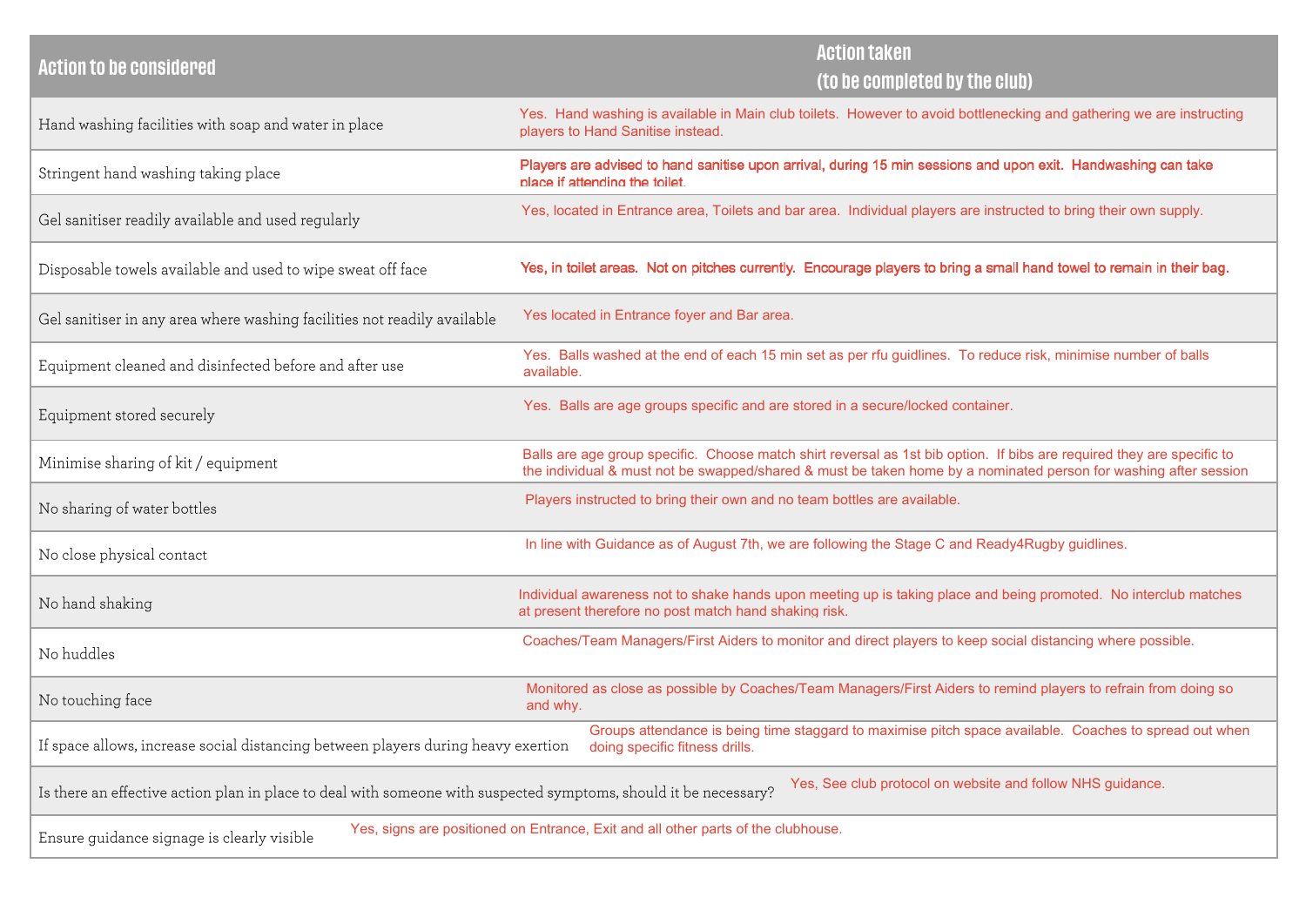| Action to be considered | Action taken (to be completed by the club) |
| --- | --- |
| Hand washing facilities with soap and water in place | Yes. Hand washing is available in Main club toilets. However to avoid bottlenecking and gathering we are instructing players to Hand Sanitise instead. |
| Stringent hand washing taking place | **Players are advised to hand sanitise upon arrival, during 15 min sessions and upon exit. Handwashing can take place if attending the toilet.** |
| Gel sanitiser readily available and used regularly | Yes, located in Entrance area, Toilets and bar area. Individual players are instructed to bring their own supply. |
| Disposable towels available and used to wipe sweat off face | **Yes, in toilet areas. Not on pitches currently. Encourage players to bring a small hand towel to remain in their bag.** |
| Gel sanitiser in any area where washing facilities not readily available | Yes located in Entrance foyer and Bar area. |
| Equipment cleaned and disinfected before and after use | Yes. Balls washed at the end of each 15 min set as per rfu guidlines. To reduce risk, minimise number of balls available. |
| Equipment stored securely | Yes. Balls are age groups specific and are stored in a secure/locked container. |
| Minimise sharing of kit / equipment | Balls are age group specific. Choose match shirt reversal as 1st bib option. If bibs are required they are specific to the individual & must not be swapped/shared & must be taken home by a nominated person for washing after session |
| No sharing of water bottles | Players instructed to bring their own and no team bottles are available. |
| No close physical contact | In line with Guidance as of August 7th, we are following the Stage C and Ready4Rugby guidlines. |
| No hand shaking | Individual awareness not to shake hands upon meeting up is taking place and being promoted. No interclub matches at present therefore no post match hand shaking risk. |
| No huddles | Coaches/Team Managers/First Aiders to monitor and direct players to keep social distancing where possible. |
| No touching face | Monitored as close as possible by Coaches/Team Managers/First Aiders to remind players to refrain from doing so and why. |
| If space allows, increase social distancing between players during heavy exertion | Groups attendance is being time staggard to maximise pitch space available. Coaches to spread out when doing specific fitness drills. |
| Is there an effective action plan in place to deal with someone with suspected symptoms, should it be necessary? | Yes, See club protocol on website and follow NHS guidance. |
| Ensure guidance signage is clearly visible | Yes, signs are positioned on Entrance, Exit and all other parts of the clubhouse. |